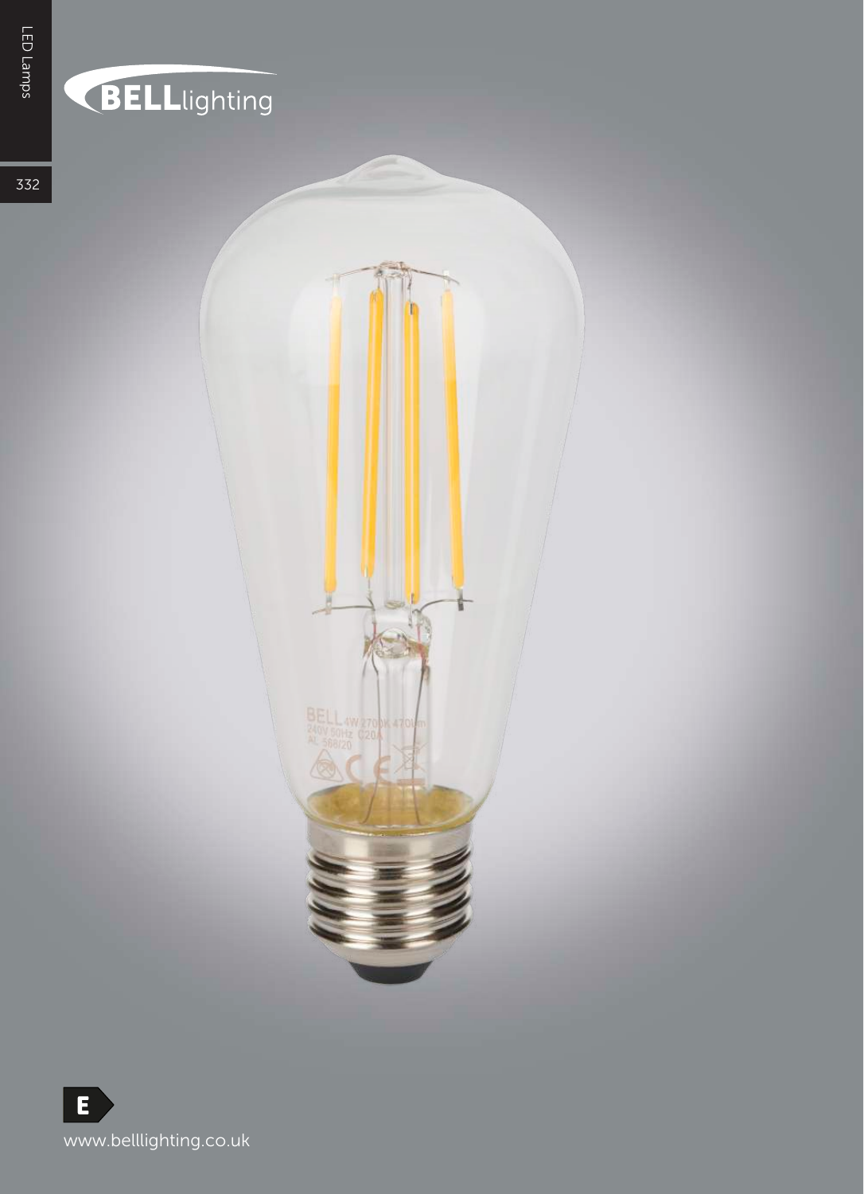BELLlighting

E

www.belllighting.co.uk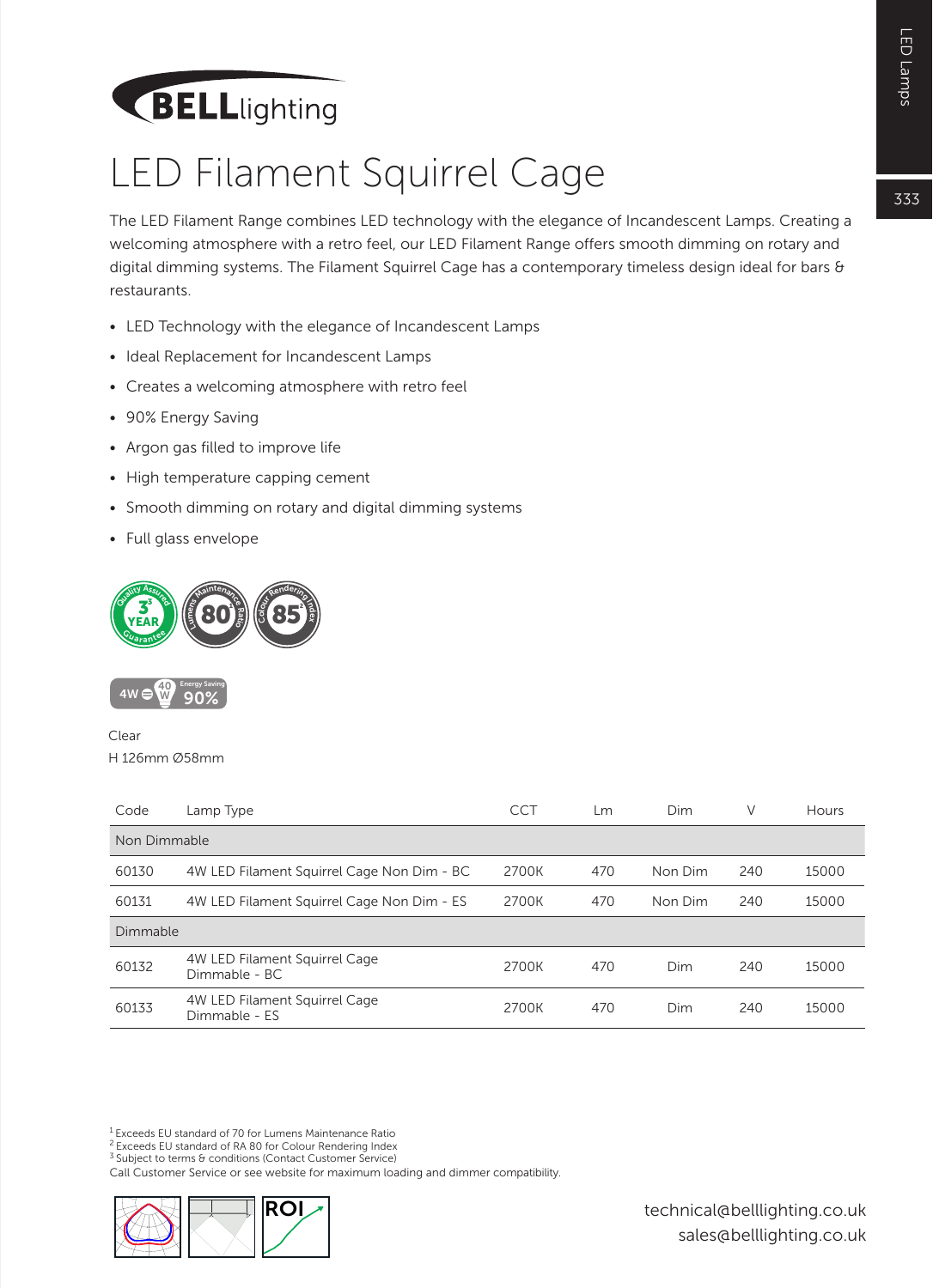# LED Filament Squirrel Cage

The LED Filament Range combines LED technology with the elegance of Incandescent Lamps. Creating a welcoming atmosphere with a retro feel, our LED Filament Range offers smooth dimming on rotary and digital dimming systems. The Filament Squirrel Cage has a contemporary timeless design ideal for bars & restaurants.

- LED Technology with the elegance of Incandescent Lamps
- Ideal Replacement for Incandescent Lamps
- Creates a welcoming atmosphere with retro feel
- 90% Energy Saving
- Argon gas filled to improve life
- High temperature capping cement
- Smooth dimming on rotary and digital dimming systems
- Full glass envelope

Quality Assured 3[3] YEAR Guarantee

Lumens Maintenance Ratio 80[1]

Colour Rendering Index 85[2]

4W = 40W Energy Saving 90%

Clear
H 126mm Ø58mm

| Code | Lamp Type | CCT | Lm | Dim | V | Hours |
|---|---|---|---|---|---|---|
| Non Dimmable | | | | | | |
| 60130 | 4W LED Filament Squirrel Cage Non Dim - BC | 2700K | 470 | Non Dim | 240 | 15000 |
| 60131 | 4W LED Filament Squirrel Cage Non Dim - ES | 2700K | 470 | Non Dim | 240 | 15000 |
| Dimmable | | | | | | |
| 60132 | 4W LED Filament Squirrel Cage Dimmable - BC | 2700K | 470 | Dim | 240 | 15000 |
| 60133 | 4W LED Filament Squirrel Cage Dimmable - ES | 2700K | 470 | Dim | 240 | 15000 |

[1] Exceeds EU standard of 70 for Lumens Maintenance Ratio
[2] Exceeds EU standard of RA 80 for Colour Rendering Index
[3] Subject to terms & conditions (Contact Customer Service)
Call Customer Service or see website for maximum loading and dimmer compatibility.

ROI

technical@belllighting.co.uk
sales@belllighting.co.uk